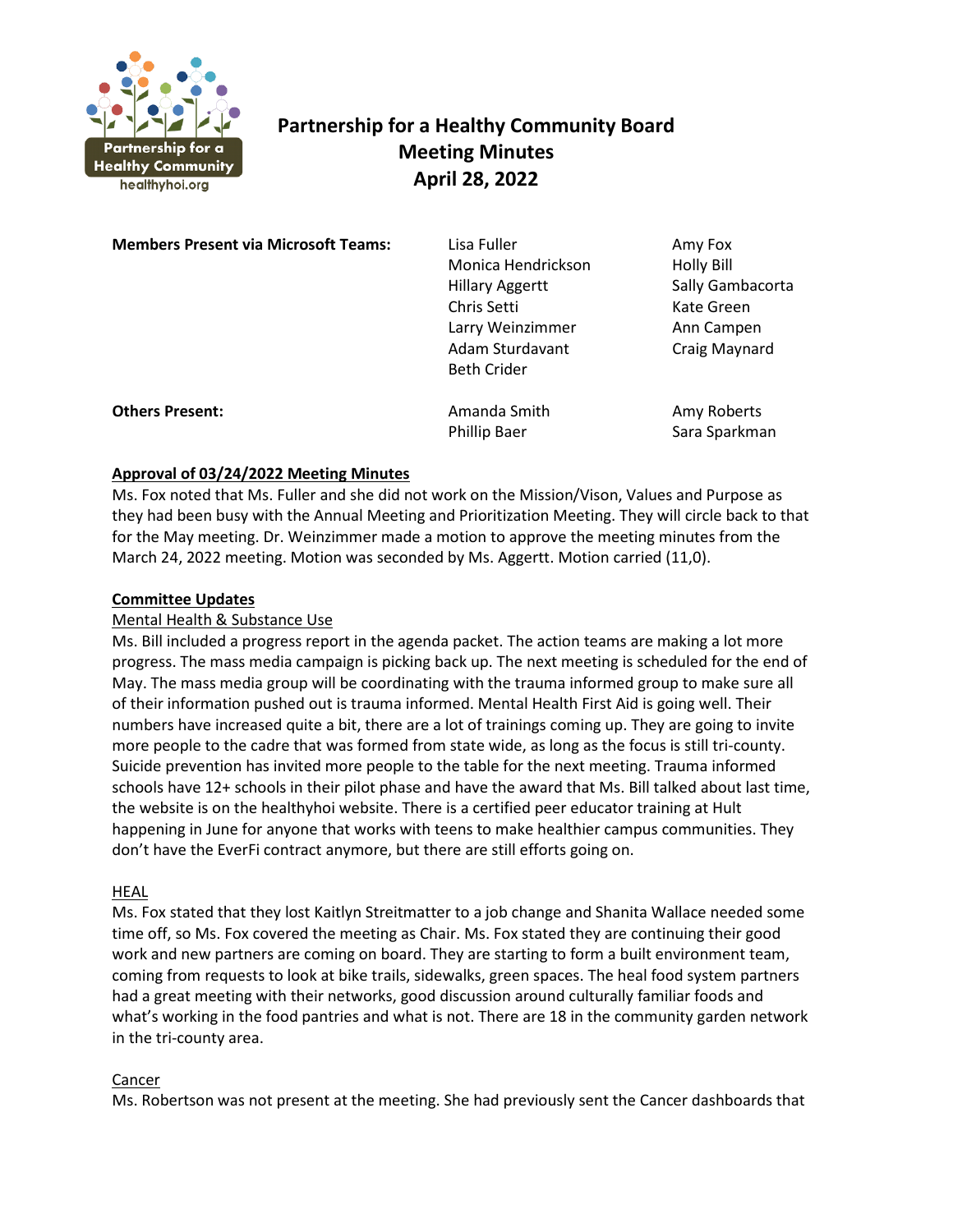# Partnership for a Healthy Community Board Meeting Minutes April 28, 2022

| | | |
|---|---|---|
| **Members Present via Microsoft Teams:** | Lisa Fuller | Amy Fox |
| | Monica Hendrickson | Holly Bill |
| | Hillary Aggertt | Sally Gambacorta |
| | Chris Setti | Kate Green |
| | Larry Weinzimmer | Ann Campen |
| | Adam Sturdavant | Craig Maynard |
| | Beth Crider | |
| **Others Present:** | Amanda Smith | Amy Roberts |
| | Phillip Baer | Sara Sparkman |

## Approval of 03/24/2022 Meeting Minutes

Ms. Fox noted that Ms. Fuller and she did not work on the Mission/Vison, Values and Purpose as they had been busy with the Annual Meeting and Prioritization Meeting. They will circle back to that for the May meeting. Dr. Weinzimmer made a motion to approve the meeting minutes from the March 24, 2022 meeting. Motion was seconded by Ms. Aggertt. Motion carried (11,0).

## Committee Updates

### Mental Health & Substance Use

Ms. Bill included a progress report in the agenda packet. The action teams are making a lot more progress. The mass media campaign is picking back up. The next meeting is scheduled for the end of May. The mass media group will be coordinating with the trauma informed group to make sure all of their information pushed out is trauma informed. Mental Health First Aid is going well. Their numbers have increased quite a bit, there are a lot of trainings coming up. They are going to invite more people to the cadre that was formed from state wide, as long as the focus is still tri-county. Suicide prevention has invited more people to the table for the next meeting. Trauma informed schools have 12+ schools in their pilot phase and have the award that Ms. Bill talked about last time, the website is on the healthyhoi website. There is a certified peer educator training at Hult happening in June for anyone that works with teens to make healthier campus communities. They don't have the EverFi contract anymore, but there are still efforts going on.

### HEAL

Ms. Fox stated that they lost Kaitlyn Streitmatter to a job change and Shanita Wallace needed some time off, so Ms. Fox covered the meeting as Chair. Ms. Fox stated they are continuing their good work and new partners are coming on board. They are starting to form a built environment team, coming from requests to look at bike trails, sidewalks, green spaces. The heal food system partners had a great meeting with their networks, good discussion around culturally familiar foods and what's working in the food pantries and what is not. There are 18 in the community garden network in the tri-county area.

### Cancer

Ms. Robertson was not present at the meeting. She had previously sent the Cancer dashboards that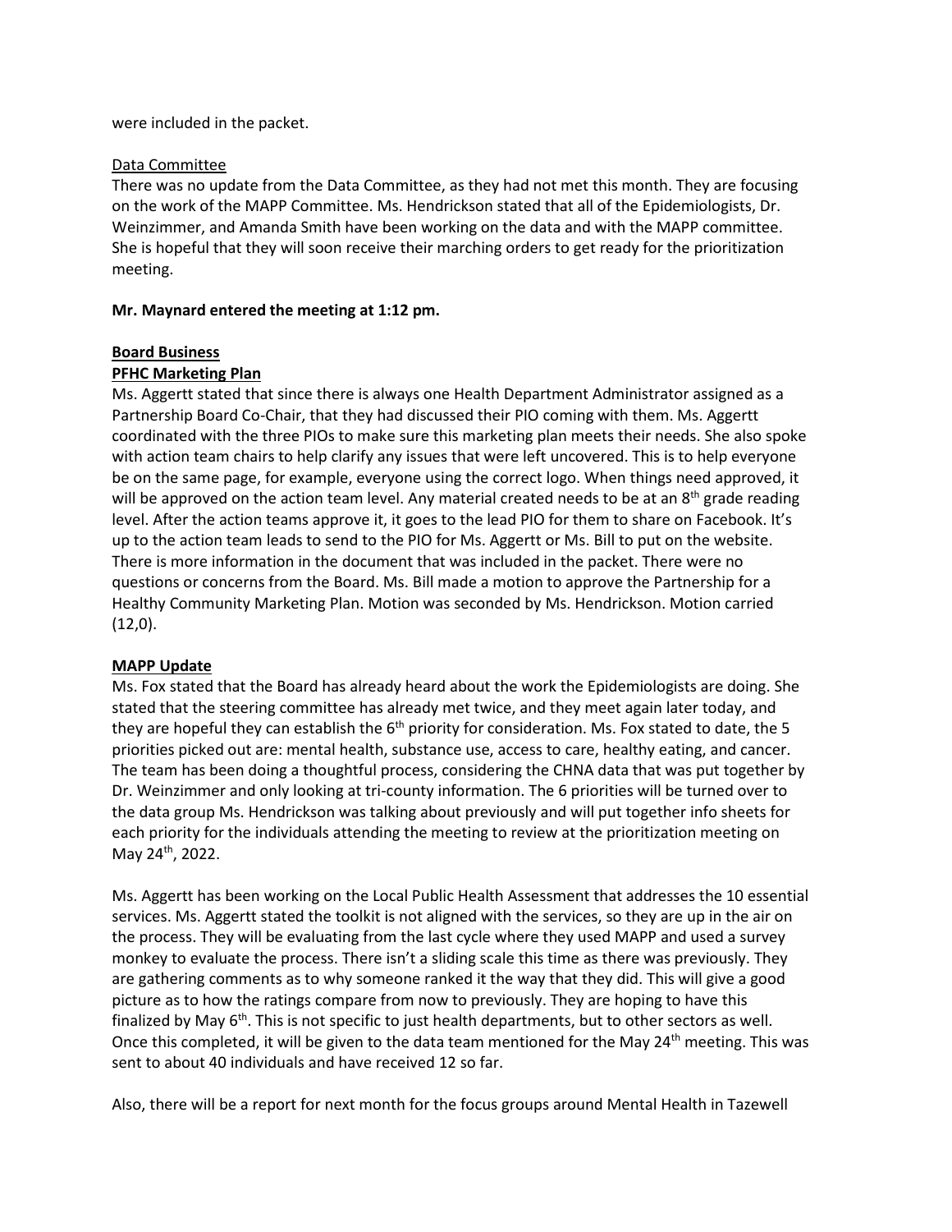were included in the packet.

Data Committee

There was no update from the Data Committee, as they had not met this month. They are focusing on the work of the MAPP Committee. Ms. Hendrickson stated that all of the Epidemiologists, Dr. Weinzimmer, and Amanda Smith have been working on the data and with the MAPP committee. She is hopeful that they will soon receive their marching orders to get ready for the prioritization meeting.

**Mr. Maynard entered the meeting at 1:12 pm.**

## Board Business

### PFHC Marketing Plan

Ms. Aggertt stated that since there is always one Health Department Administrator assigned as a Partnership Board Co-Chair, that they had discussed their PIO coming with them. Ms. Aggertt coordinated with the three PIOs to make sure this marketing plan meets their needs. She also spoke with action team chairs to help clarify any issues that were left uncovered. This is to help everyone be on the same page, for example, everyone using the correct logo. When things need approved, it will be approved on the action team level. Any material created needs to be at an 8th grade reading level. After the action teams approve it, it goes to the lead PIO for them to share on Facebook. It's up to the action team leads to send to the PIO for Ms. Aggertt or Ms. Bill to put on the website. There is more information in the document that was included in the packet. There were no questions or concerns from the Board. Ms. Bill made a motion to approve the Partnership for a Healthy Community Marketing Plan. Motion was seconded by Ms. Hendrickson. Motion carried (12,0).

### MAPP Update

Ms. Fox stated that the Board has already heard about the work the Epidemiologists are doing. She stated that the steering committee has already met twice, and they meet again later today, and they are hopeful they can establish the 6th priority for consideration. Ms. Fox stated to date, the 5 priorities picked out are: mental health, substance use, access to care, healthy eating, and cancer. The team has been doing a thoughtful process, considering the CHNA data that was put together by Dr. Weinzimmer and only looking at tri-county information. The 6 priorities will be turned over to the data group Ms. Hendrickson was talking about previously and will put together info sheets for each priority for the individuals attending the meeting to review at the prioritization meeting on May 24th, 2022.

Ms. Aggertt has been working on the Local Public Health Assessment that addresses the 10 essential services. Ms. Aggertt stated the toolkit is not aligned with the services, so they are up in the air on the process. They will be evaluating from the last cycle where they used MAPP and used a survey monkey to evaluate the process. There isn't a sliding scale this time as there was previously. They are gathering comments as to why someone ranked it the way that they did. This will give a good picture as to how the ratings compare from now to previously. They are hoping to have this finalized by May 6th. This is not specific to just health departments, but to other sectors as well. Once this completed, it will be given to the data team mentioned for the May 24th meeting. This was sent to about 40 individuals and have received 12 so far.

Also, there will be a report for next month for the focus groups around Mental Health in Tazewell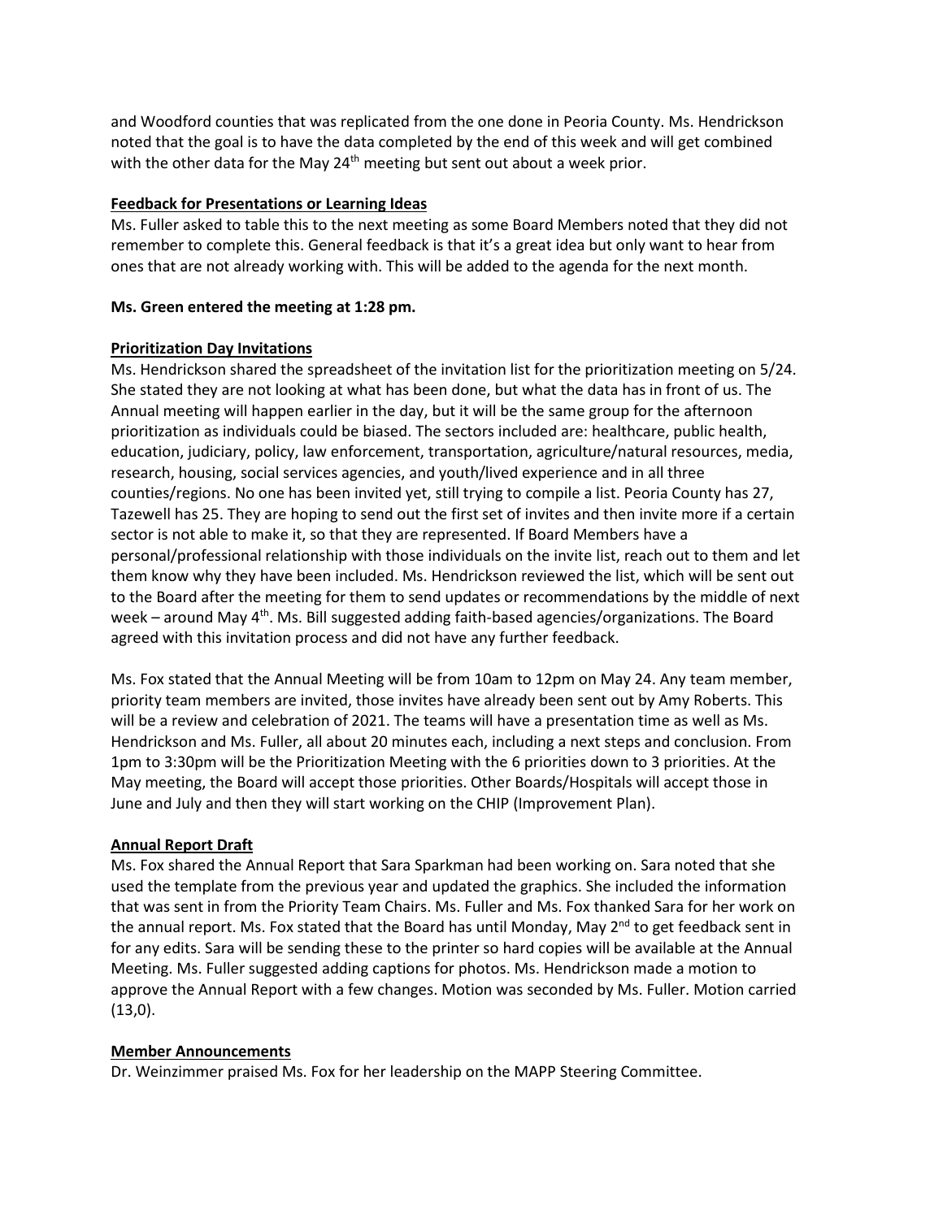and Woodford counties that was replicated from the one done in Peoria County. Ms. Hendrickson noted that the goal is to have the data completed by the end of this week and will get combined with the other data for the May 24th meeting but sent out about a week prior.

**Feedback for Presentations or Learning Ideas**

Ms. Fuller asked to table this to the next meeting as some Board Members noted that they did not remember to complete this. General feedback is that it's a great idea but only want to hear from ones that are not already working with. This will be added to the agenda for the next month.

**Ms. Green entered the meeting at 1:28 pm.**

**Prioritization Day Invitations**

Ms. Hendrickson shared the spreadsheet of the invitation list for the prioritization meeting on 5/24. She stated they are not looking at what has been done, but what the data has in front of us. The Annual meeting will happen earlier in the day, but it will be the same group for the afternoon prioritization as individuals could be biased. The sectors included are: healthcare, public health, education, judiciary, policy, law enforcement, transportation, agriculture/natural resources, media, research, housing, social services agencies, and youth/lived experience and in all three counties/regions. No one has been invited yet, still trying to compile a list. Peoria County has 27, Tazewell has 25. They are hoping to send out the first set of invites and then invite more if a certain sector is not able to make it, so that they are represented. If Board Members have a personal/professional relationship with those individuals on the invite list, reach out to them and let them know why they have been included. Ms. Hendrickson reviewed the list, which will be sent out to the Board after the meeting for them to send updates or recommendations by the middle of next week – around May 4th. Ms. Bill suggested adding faith-based agencies/organizations. The Board agreed with this invitation process and did not have any further feedback.

Ms. Fox stated that the Annual Meeting will be from 10am to 12pm on May 24. Any team member, priority team members are invited, those invites have already been sent out by Amy Roberts. This will be a review and celebration of 2021. The teams will have a presentation time as well as Ms. Hendrickson and Ms. Fuller, all about 20 minutes each, including a next steps and conclusion. From 1pm to 3:30pm will be the Prioritization Meeting with the 6 priorities down to 3 priorities. At the May meeting, the Board will accept those priorities. Other Boards/Hospitals will accept those in June and July and then they will start working on the CHIP (Improvement Plan).

**Annual Report Draft**

Ms. Fox shared the Annual Report that Sara Sparkman had been working on. Sara noted that she used the template from the previous year and updated the graphics. She included the information that was sent in from the Priority Team Chairs. Ms. Fuller and Ms. Fox thanked Sara for her work on the annual report. Ms. Fox stated that the Board has until Monday, May 2nd to get feedback sent in for any edits. Sara will be sending these to the printer so hard copies will be available at the Annual Meeting. Ms. Fuller suggested adding captions for photos. Ms. Hendrickson made a motion to approve the Annual Report with a few changes. Motion was seconded by Ms. Fuller. Motion carried (13,0).

**Member Announcements**

Dr. Weinzimmer praised Ms. Fox for her leadership on the MAPP Steering Committee.